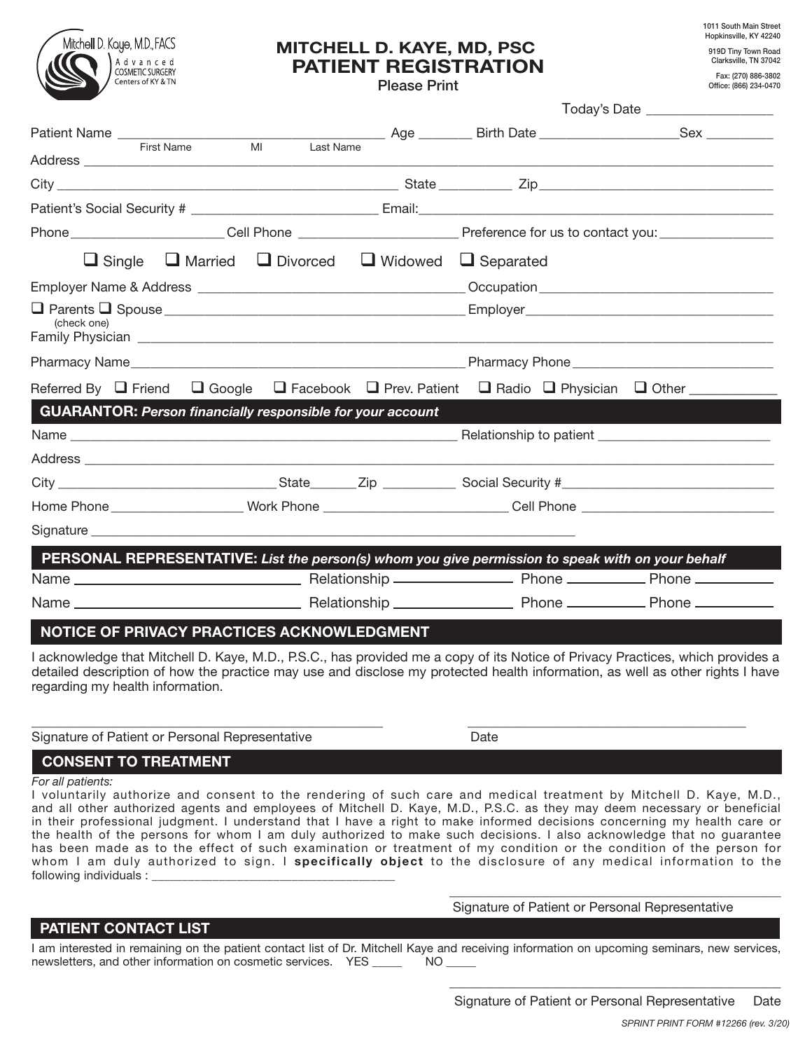Mitchell D. Kaye, M.D., FACS
Advanced COSMETIC SURGERY Centers of KY & TN

# MITCHELL D. KAYE, MD, PSC
# PATIENT REGISTRATION

Please Print

1011 South Main Street
Hopkinsville, KY 42240

919D Tiny Town Road
Clarksville, TN 37042

Fax: (270) 886-3802
Office: (866) 234-0470

Today's Date ______________

Patient Name ______________________________ Age _______ Birth Date ________________ Sex ________
First Name MI Last Name

Address ____________________________________________________________

City ________________________________ State _________ Zip ________________________

Patient's Social Security # ____________________ Email:________________________________

Phone________________ Cell Phone __________________ Preference for us to contact you:______________

❑ Single ❑ Married ❑ Divorced ❑ Widowed ❑ Separated

Employer Name & Address ______________________________ Occupation ________________________

❑ Parents ❑ Spouse ______________________________ Employer________________________________
(check one)

Family Physician ____________________________________________________________

Pharmacy Name________________________________ Pharmacy Phone ________________________

Referred By ❑ Friend ❑ Google ❑ Facebook ❑ Prev. Patient ❑ Radio ❑ Physician ❑ Other __________

## GUARANTOR: *Person financially responsible for your account*

Name ____________________________________________ Relationship to patient ____________________

Address ____________________________________________________________

City ________________________ State_____ Zip _________ Social Security #________________________

Home Phone ______________ Work Phone ____________________ Cell Phone ______________________

Signature ________________________________________________________

## PERSONAL REPRESENTATIVE: *List the person(s) whom you give permission to speak with on your behalf*

Name ________________________ Relationship ______________ Phone __________ Phone __________

Name ________________________ Relationship ______________ Phone __________ Phone __________

## NOTICE OF PRIVACY PRACTICES ACKNOWLEDGMENT

I acknowledge that Mitchell D. Kaye, M.D., P.S.C., has provided me a copy of its Notice of Privacy Practices, which provides a detailed description of how the practice may use and disclose my protected health information, as well as other rights I have regarding my health information.

________________________________________ ________________________________

Signature of Patient or Personal Representative Date

## CONSENT TO TREATMENT

*For all patients:*

I voluntarily authorize and consent to the rendering of such care and medical treatment by Mitchell D. Kaye, M.D., and all other authorized agents and employees of Mitchell D. Kaye, M.D., P.S.C. as they may deem necessary or beneficial in their professional judgment. I understand that I have a right to make informed decisions concerning my health care or the health of the persons for whom I am duly authorized to make such decisions. I also acknowledge that no guarantee has been made as to the effect of such examination or treatment of my condition or the condition of the person for whom I am duly authorized to sign. I **specifically object** to the disclosure of any medical information to the following individuals : ________________________________

________________________________________

Signature of Patient or Personal Representative

## PATIENT CONTACT LIST

I am interested in remaining on the patient contact list of Dr. Mitchell Kaye and receiving information on upcoming seminars, new services, newsletters, and other information on cosmetic services. YES _____ NO _____

________________________________________

Signature of Patient or Personal Representative Date

SPRINT PRINT FORM #12266 (rev. 3/20)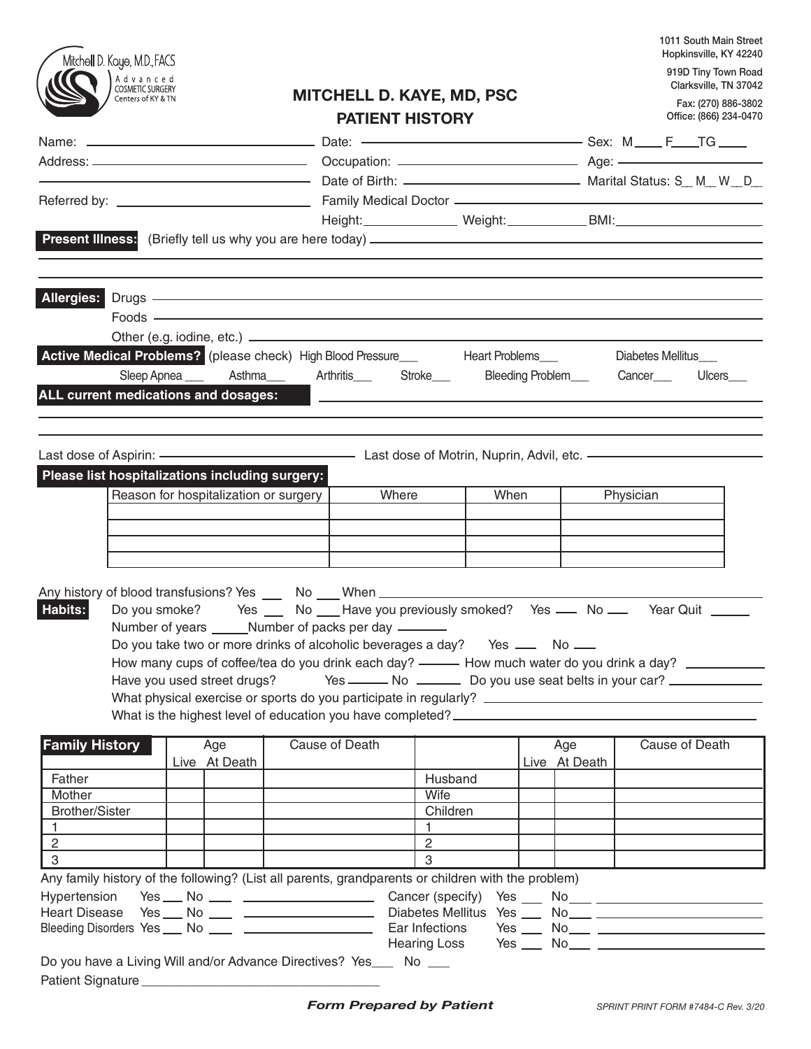Mitchell D. Kaye, M.D., FACS
Advanced COSMETIC SURGERY Centers of KY & TN

1011 South Main Street
Hopkinsville, KY 42240

919D Tiny Town Road
Clarksville, TN 37042

Fax: (270) 886-3802
Office: (866) 234-0470

# MITCHELL D. KAYE, MD, PSC
## PATIENT HISTORY

Name: ______________________ Date: ______________________ Sex: M____ F____TG ____

Address: ______________________ Occupation: ______________________ Age: ______________

______________________ Date of Birth: ______________________ Marital Status: S__ M__ W__D__

Referred by: ______________________ Family Medical Doctor ______________________

Height: ____________ Weight: ___________ BMI: ____________________

**Present Illness:** (Briefly tell us why you are here today) ______________________

______________________

______________________

**Allergies:** Drugs ______________________

Foods ______________________

Other (e.g. iodine, etc.) ______________________

**Active Medical Problems?** (please check) High Blood Pressure___ Heart Problems___ Diabetes Mellitus___

Sleep Apnea ___ Asthma___ Arthritis___ Stroke___ Bleeding Problem___ Cancer___ Ulcers___

**ALL current medications and dosages:** ______________________

______________________

______________________

Last dose of Aspirin: ______________________ Last dose of Motrin, Nuprin, Advil, etc. ______________________

**Please list hospitalizations including surgery:**

| Reason for hospitalization or surgery | Where | When | Physician |
|---|---|---|---|
| | | | |
| | | | |
| | | | |
| | | | |

Any history of blood transfusions? Yes ___ No ___ When ______________________

**Habits:** Do you smoke? Yes ___ No ___ Have you previously smoked? Yes ___ No ___ Year Quit _____

Number of years _____Number of packs per day _______

Do you take two or more drinks of alcoholic beverages a day? Yes ___ No ___

How many cups of coffee/tea do you drink each day? ______ How much water do you drink a day? __________

Have you used street drugs? Yes ______ No ______ Do you use seat belts in your car? ____________

What physical exercise or sports do you participate in regularly? ______________________

What is the highest level of education you have completed? ______________________

| **Family History** | Age | | Cause of Death | | Age | | Cause of Death |
|---|---|---|---|---|---|---|---|
| | Live | At Death | | | Live | At Death | |
| Father | | | | Husband | | | |
| Mother | | | | Wife | | | |
| Brother/Sister | | | | Children | | | |
| 1 | | | | 1 | | | |
| 2 | | | | 2 | | | |
| 3 | | | | 3 | | | |

Any family history of the following? (List all parents, grandparents or children with the problem)

Hypertension Yes ___ No ___ ______________ Cancer (specify) Yes ___ No___ ______________

Heart Disease Yes ___ No ___ ______________ Diabetes Mellitus Yes ___ No___ ______________

Bleeding Disorders Yes ___ No ___ ______________ Ear Infections Yes ___ No___ ______________

Hearing Loss Yes ___ No___ ______________

Do you have a Living Will and/or Advance Directives? Yes___ No ___

Patient Signature ______________________

***Form Prepared by Patient***

SPRINT PRINT FORM #7484-C Rev. 3/20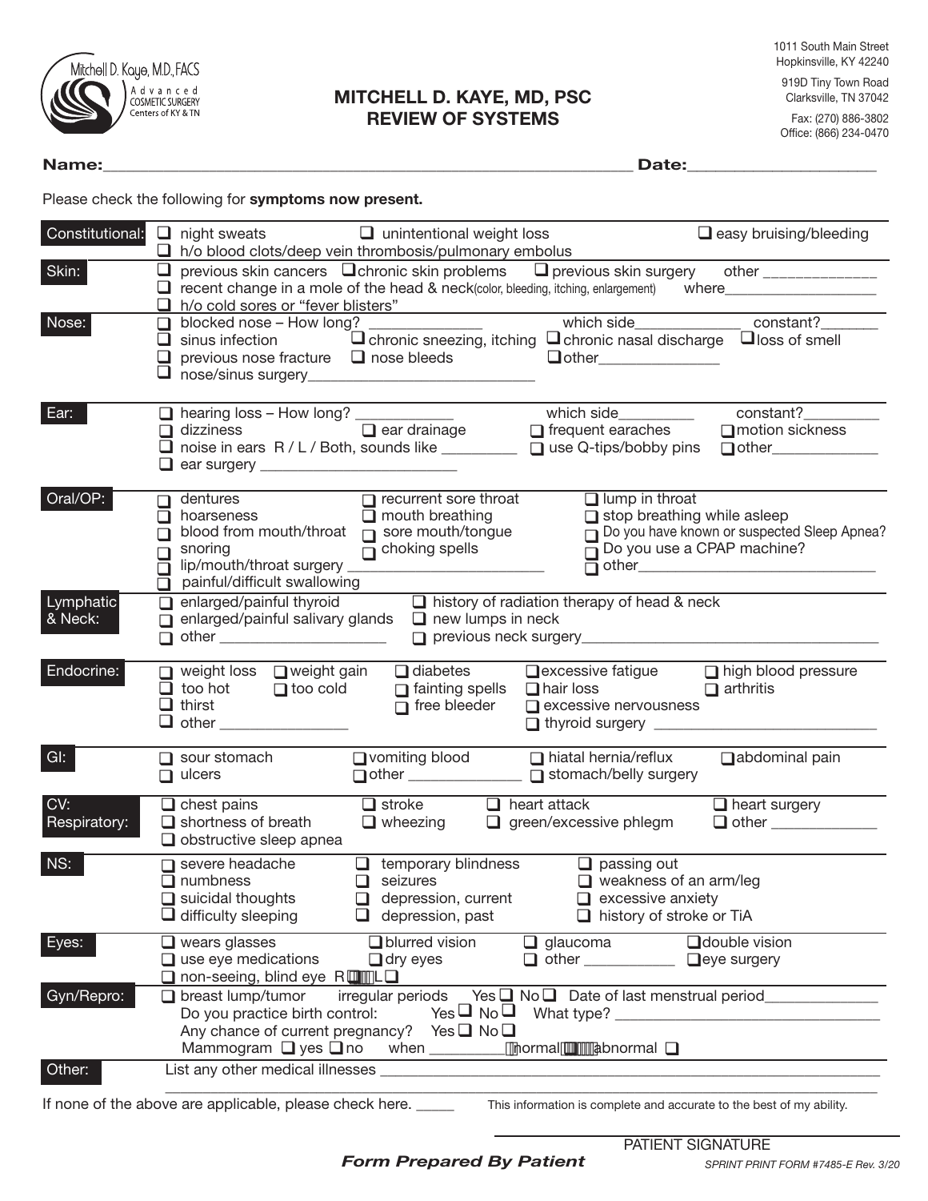Mitchell D. Kaye, M.D., FACS
Advanced COSMETIC SURGERY Centers of KY & TN

# MITCHELL D. KAYE, MD, PSC
## REVIEW OF SYSTEMS

1011 South Main Street
Hopkinsville, KY 42240

919D Tiny Town Road
Clarksville, TN 37042

Fax: (270) 886-3802
Office: (866) 234-0470

**Name:**_______________________________________________ **Date:**____________________

Please check the following for **symptoms now present.**

| | |
|---|---|
| Constitutional: | ❑ night sweats ❑ unintentional weight loss ❑ easy bruising/bleeding<br>❑ h/o blood clots/deep vein thrombosis/pulmonary embolus |
| Skin: | ❑ previous skin cancers ❑ chronic skin problems ❑ previous skin surgery other ______________<br>❑ recent change in a mole of the head & neck(color, bleeding, itching, enlargement) where____________________<br>❑ h/o cold sores or "fever blisters" |
| Nose: | ❑ blocked nose – How long? _____________ which side_____________ constant?_______<br>❑ sinus infection ❑ chronic sneezing, itching ❑ chronic nasal discharge ❑ loss of smell<br>❑ previous nose fracture ❑ nose bleeds ❑ other_______________<br>❑ nose/sinus surgery____________________________ |
| Ear: | ❑ hearing loss – How long? ____________ which side_________ constant?_________<br>❑ dizziness ❑ ear drainage ❑ frequent earaches ❑ motion sickness<br>❑ noise in ears R / L / Both, sounds like _________ ❑ use Q-tips/bobby pins ❑ other_____________<br>❑ ear surgery ________________________ |
| Oral/OP: | ❑ dentures ❑ recurrent sore throat ❑ lump in throat<br>❑ hoarseness ❑ mouth breathing ❑ stop breathing while asleep<br>❑ blood from mouth/throat ❑ sore mouth/tongue ❑ Do you have known or suspected Sleep Apnea?<br>❑ snoring ❑ choking spells ❑ Do you use a CPAP machine?<br>❑ lip/mouth/throat surgery ______________________ ❑ other______________________________<br>❑ painful/difficult swallowing |
| Lymphatic & Neck: | ❑ enlarged/painful thyroid ❑ history of radiation therapy of head & neck<br>❑ enlarged/painful salivary glands ❑ new lumps in neck<br>❑ other _____________________ ❑ previous neck surgery_____________________________________ |
| Endocrine: | ❑ weight loss ❑ weight gain ❑ diabetes ❑ excessive fatigue ❑ high blood pressure<br>❑ too hot ❑ too cold ❑ fainting spells ❑ hair loss ❑ arthritis<br>❑ thirst ❑ free bleeder ❑ excessive nervousness<br>❑ other ________________ ❑ thyroid surgery ____________________________ |
| GI: | ❑ sour stomach ❑ vomiting blood ❑ hiatal hernia/reflux ❑ abdominal pain<br>❑ ulcers ❑ other ______________ ❑ stomach/belly surgery |
| CV: Respiratory: | ❑ chest pains ❑ stroke ❑ heart attack ❑ heart surgery<br>❑ shortness of breath ❑ wheezing ❑ green/excessive phlegm ❑ other _____________<br>❑ obstructive sleep apnea |
| NS: | ❑ severe headache ❑ temporary blindness ❑ passing out<br>❑ numbness ❑ seizures ❑ weakness of an arm/leg<br>❑ suicidal thoughts ❑ depression, current ❑ excessive anxiety<br>❑ difficulty sleeping ❑ depression, past ❑ history of stroke or TiA |
| Eyes: | ❑ wears glasses ❑ blurred vision ❑ glaucoma ❑ double vision<br>❑ use eye medications ❑ dry eyes ❑ other ___________ ❑ eye surgery<br>❑ non-seeing, blind eye R❑ L❑ |
| Gyn/Repro: | ❑ breast lump/tumor irregular periods Yes ❑ No ❑ Date of last menstrual period_____________<br>Do you practice birth control: Yes ❑ No ❑ What type? ________________________________<br>Any chance of current pregnancy? Yes ❑ No ❑<br>Mammogram ❑ yes ❑ no when _________ normal ❑ abnormal ❑ |
| Other: | List any other medical illnesses ____________________________________________________<br>______________________________________________________________________________ |

If none of the above are applicable, please check here. _____ This information is complete and accurate to the best of my ability.

_______________________________
PATIENT SIGNATURE

***Form Prepared By Patient***

SPRINT PRINT FORM #7485-E Rev. 3/20